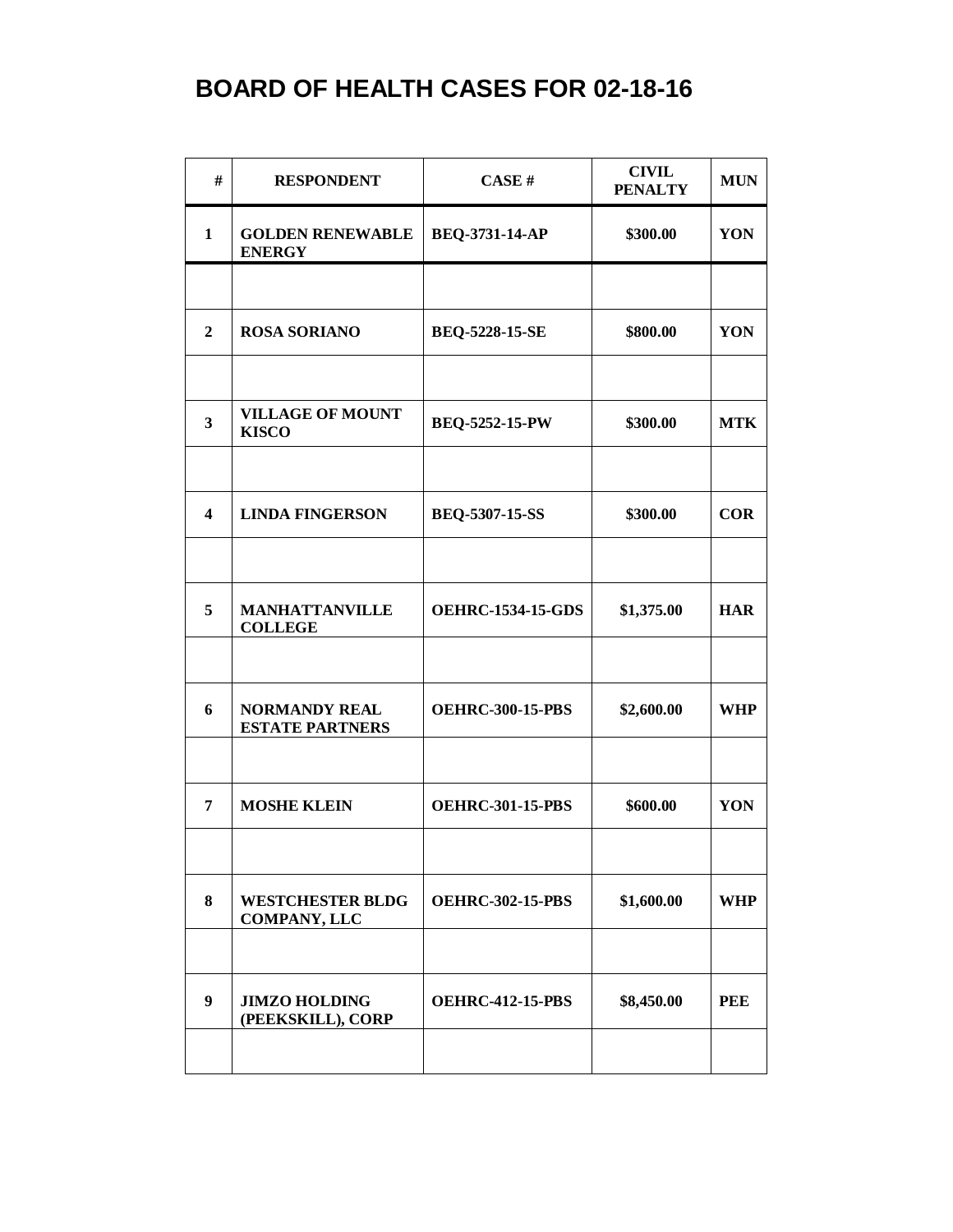# BOARD OF HEALTH CASES FOR 02-18-16

| # | RESPONDENT | CASE # | CIVIL PENALTY | MUN |
|---|---|---|---|---|
| 1 | GOLDEN RENEWABLE ENERGY | BEQ-3731-14-AP | $300.00 | YON |
| | | | | |
| 2 | ROSA SORIANO | BEQ-5228-15-SE | $800.00 | YON |
| | | | | |
| 3 | VILLAGE OF MOUNT KISCO | BEQ-5252-15-PW | $300.00 | MTK |
| | | | | |
| 4 | LINDA FINGERSON | BEQ-5307-15-SS | $300.00 | COR |
| | | | | |
| 5 | MANHATTANVILLE COLLEGE | OEHRC-1534-15-GDS | $1,375.00 | HAR |
| | | | | |
| 6 | NORMANDY REAL ESTATE PARTNERS | OEHRC-300-15-PBS | $2,600.00 | WHP |
| | | | | |
| 7 | MOSHE KLEIN | OEHRC-301-15-PBS | $600.00 | YON |
| | | | | |
| 8 | WESTCHESTER BLDG COMPANY, LLC | OEHRC-302-15-PBS | $1,600.00 | WHP |
| | | | | |
| 9 | JIMZO HOLDING (PEEKSKILL), CORP | OEHRC-412-15-PBS | $8,450.00 | PEE |
| | | | | |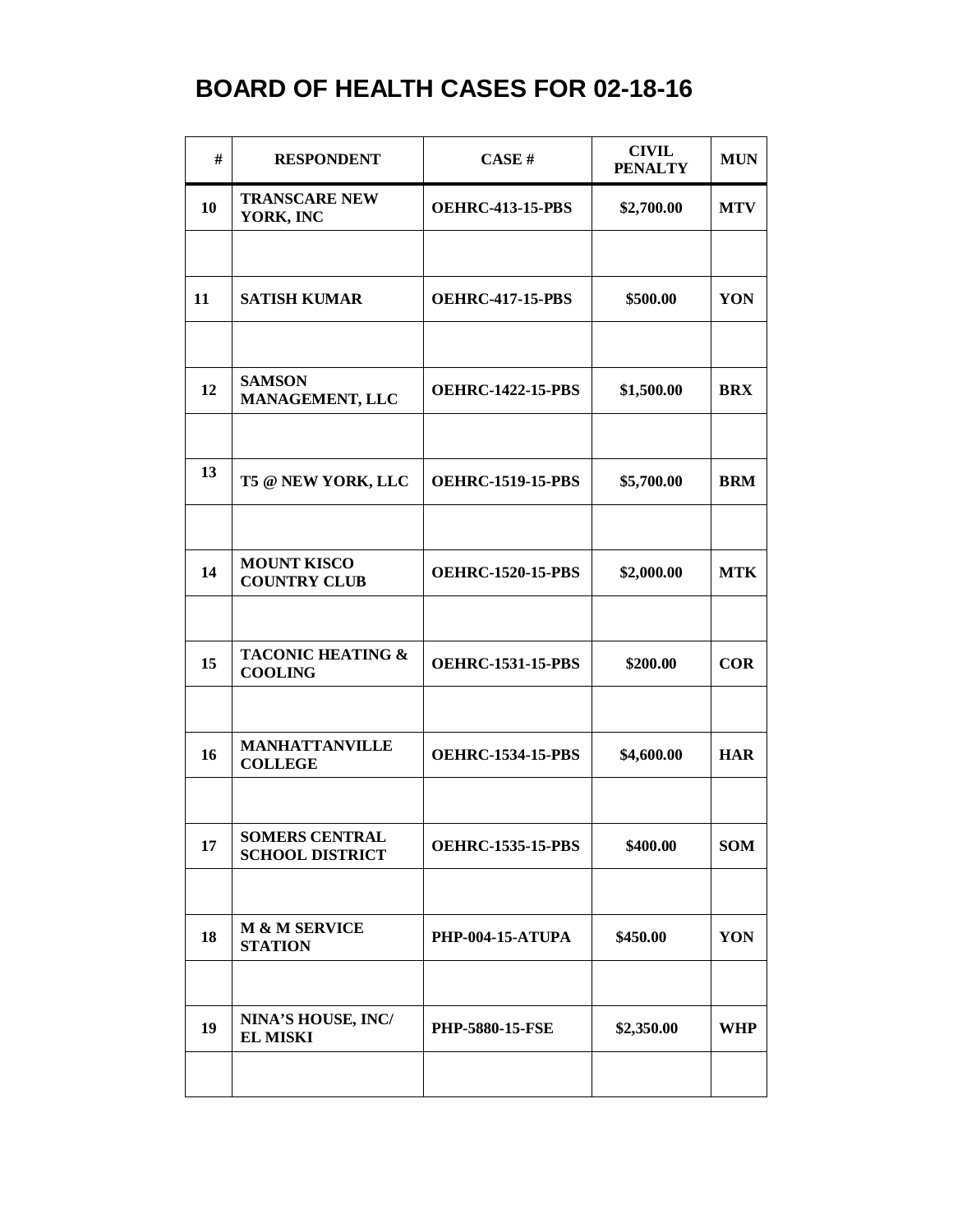# BOARD OF HEALTH CASES FOR 02-18-16

| # | RESPONDENT | CASE # | CIVIL PENALTY | MUN |
|---|---|---|---|---|
| 10 | TRANSCARE NEW YORK, INC | OEHRC-413-15-PBS | $2,700.00 | MTV |
| | | | | |
| 11 | SATISH KUMAR | OEHRC-417-15-PBS | $500.00 | YON |
| | | | | |
| 12 | SAMSON MANAGEMENT, LLC | OEHRC-1422-15-PBS | $1,500.00 | BRX |
| | | | | |
| 13 | T5 @ NEW YORK, LLC | OEHRC-1519-15-PBS | $5,700.00 | BRM |
| | | | | |
| 14 | MOUNT KISCO COUNTRY CLUB | OEHRC-1520-15-PBS | $2,000.00 | MTK |
| | | | | |
| 15 | TACONIC HEATING & COOLING | OEHRC-1531-15-PBS | $200.00 | COR |
| | | | | |
| 16 | MANHATTANVILLE COLLEGE | OEHRC-1534-15-PBS | $4,600.00 | HAR |
| | | | | |
| 17 | SOMERS CENTRAL SCHOOL DISTRICT | OEHRC-1535-15-PBS | $400.00 | SOM |
| | | | | |
| 18 | M & M SERVICE STATION | PHP-004-15-ATUPA | $450.00 | YON |
| | | | | |
| 19 | NINA'S HOUSE, INC/ EL MISKI | PHP-5880-15-FSE | $2,350.00 | WHP |
| | | | | |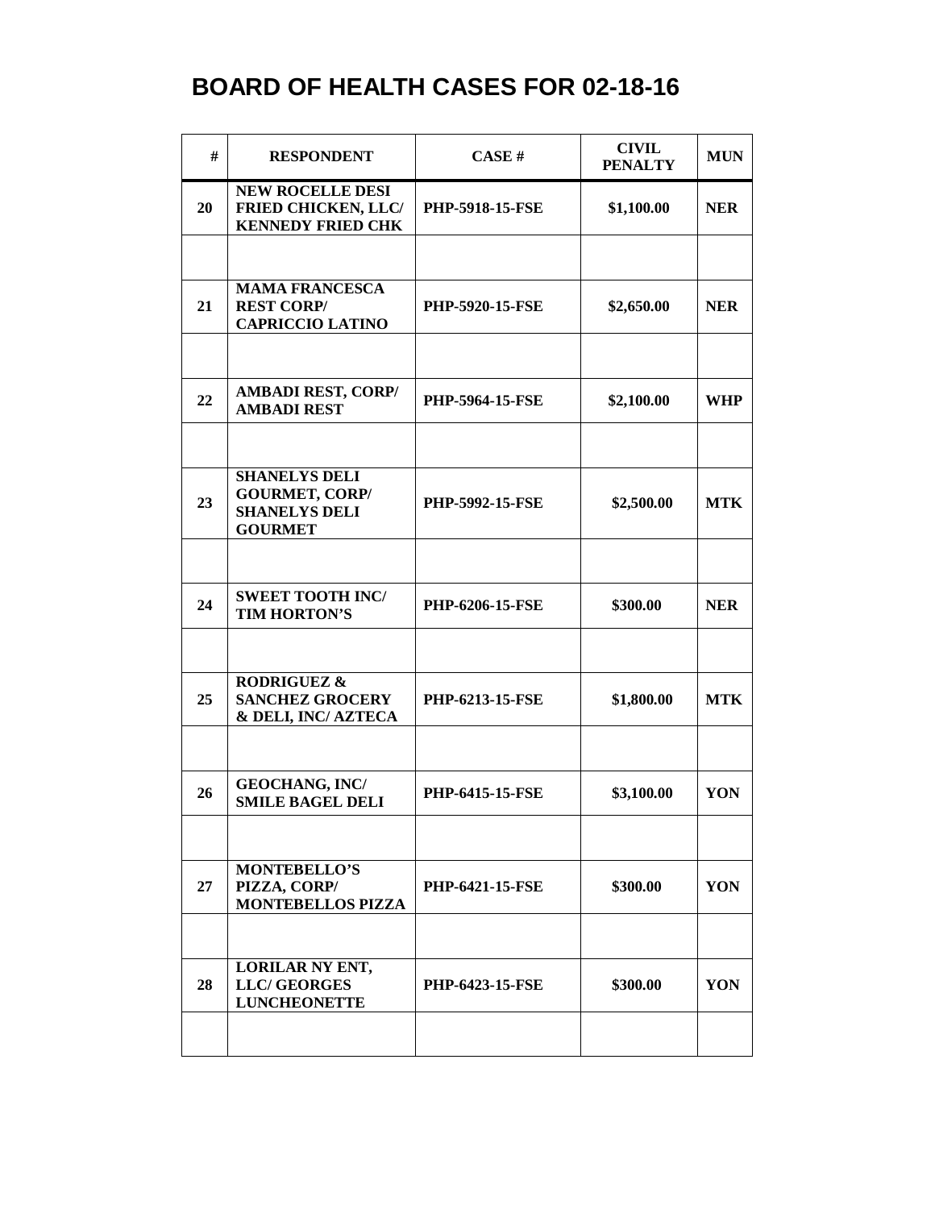# BOARD OF HEALTH CASES FOR 02-18-16

| # | RESPONDENT | CASE # | CIVIL PENALTY | MUN |
|---|---|---|---|---|
| 20 | NEW ROCELLE DESI FRIED CHICKEN, LLC/ KENNEDY FRIED CHK | PHP-5918-15-FSE | $1,100.00 | NER |
| | | | | |
| 21 | MAMA FRANCESCA REST CORP/ CAPRICCIO LATINO | PHP-5920-15-FSE | $2,650.00 | NER |
| | | | | |
| 22 | AMBADI REST, CORP/ AMBADI REST | PHP-5964-15-FSE | $2,100.00 | WHP |
| | | | | |
| 23 | SHANELYS DELI GOURMET, CORP/ SHANELYS DELI GOURMET | PHP-5992-15-FSE | $2,500.00 | MTK |
| | | | | |
| 24 | SWEET TOOTH INC/ TIM HORTON'S | PHP-6206-15-FSE | $300.00 | NER |
| | | | | |
| 25 | RODRIGUEZ & SANCHEZ GROCERY & DELI, INC/ AZTECA | PHP-6213-15-FSE | $1,800.00 | MTK |
| | | | | |
| 26 | GEOCHANG, INC/ SMILE BAGEL DELI | PHP-6415-15-FSE | $3,100.00 | YON |
| | | | | |
| 27 | MONTEBELLO'S PIZZA, CORP/ MONTEBELLOS PIZZA | PHP-6421-15-FSE | $300.00 | YON |
| | | | | |
| 28 | LORILAR NY ENT, LLC/ GEORGES LUNCHEONETTE | PHP-6423-15-FSE | $300.00 | YON |
| | | | | |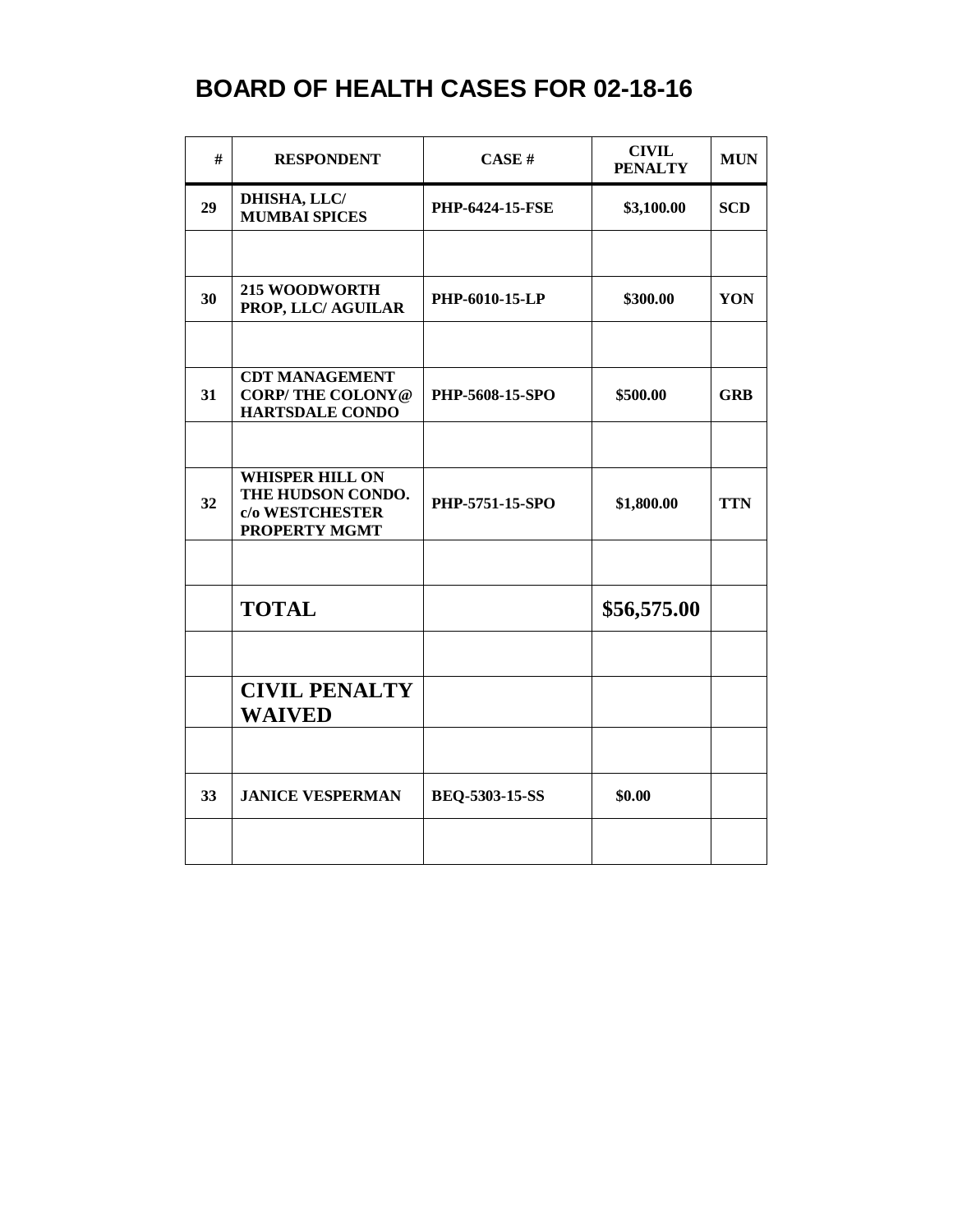# BOARD OF HEALTH CASES FOR 02-18-16

| # | RESPONDENT | CASE # | CIVIL PENALTY | MUN |
|---|---|---|---|---|
| 29 | DHISHA, LLC/ MUMBAI SPICES | PHP-6424-15-FSE | $3,100.00 | SCD |
| | | | | |
| 30 | 215 WOODWORTH PROP, LLC/ AGUILAR | PHP-6010-15-LP | $300.00 | YON |
| | | | | |
| 31 | CDT MANAGEMENT CORP/ THE COLONY@ HARTSDALE CONDO | PHP-5608-15-SPO | $500.00 | GRB |
| | | | | |
| 32 | WHISPER HILL ON THE HUDSON CONDO. c/o WESTCHESTER PROPERTY MGMT | PHP-5751-15-SPO | $1,800.00 | TTN |
| | | | | |
| | **TOTAL** | | **$56,575.00** | |
| | | | | |
| | **CIVIL PENALTY WAIVED** | | | |
| | | | | |
| 33 | JANICE VESPERMAN | BEQ-5303-15-SS | $0.00 | |
| | | | | |